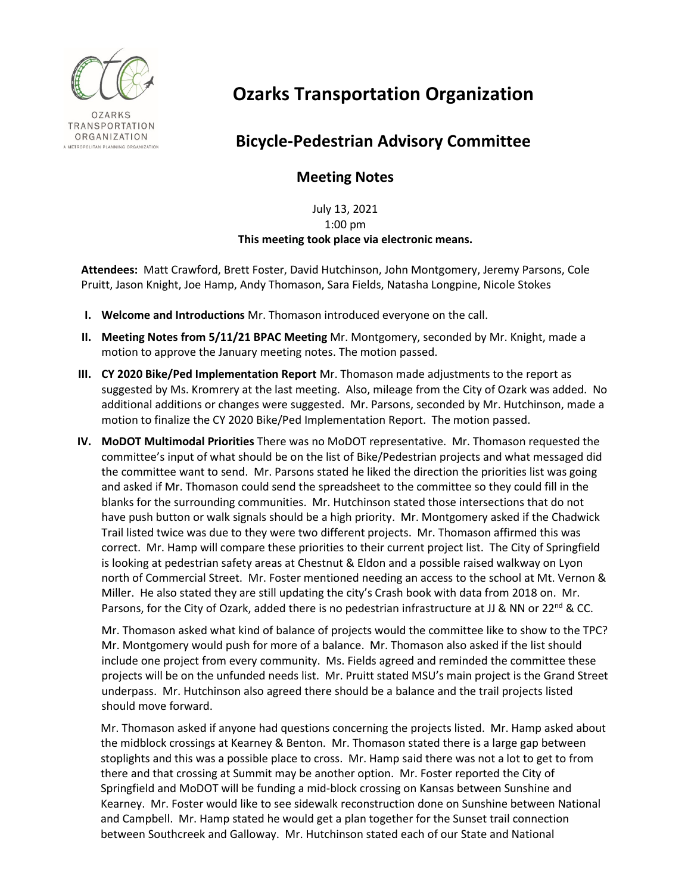# Ozarks Transportation Organization

## Bicycle-Pedestrian Advisory Committee

### Meeting Notes

July 13, 2021
1:00 pm
**This meeting took place via electronic means.**

**Attendees:** Matt Crawford, Brett Foster, David Hutchinson, John Montgomery, Jeremy Parsons, Cole Pruitt, Jason Knight, Joe Hamp, Andy Thomason, Sara Fields, Natasha Longpine, Nicole Stokes

**I. Welcome and Introductions** Mr. Thomason introduced everyone on the call.

**II. Meeting Notes from 5/11/21 BPAC Meeting** Mr. Montgomery, seconded by Mr. Knight, made a motion to approve the January meeting notes. The motion passed.

**III. CY 2020 Bike/Ped Implementation Report** Mr. Thomason made adjustments to the report as suggested by Ms. Kromrery at the last meeting. Also, mileage from the City of Ozark was added. No additional additions or changes were suggested. Mr. Parsons, seconded by Mr. Hutchinson, made a motion to finalize the CY 2020 Bike/Ped Implementation Report. The motion passed.

**IV. MoDOT Multimodal Priorities** There was no MoDOT representative. Mr. Thomason requested the committee's input of what should be on the list of Bike/Pedestrian projects and what messaged did the committee want to send. Mr. Parsons stated he liked the direction the priorities list was going and asked if Mr. Thomason could send the spreadsheet to the committee so they could fill in the blanks for the surrounding communities. Mr. Hutchinson stated those intersections that do not have push button or walk signals should be a high priority. Mr. Montgomery asked if the Chadwick Trail listed twice was due to they were two different projects. Mr. Thomason affirmed this was correct. Mr. Hamp will compare these priorities to their current project list. The City of Springfield is looking at pedestrian safety areas at Chestnut & Eldon and a possible raised walkway on Lyon north of Commercial Street. Mr. Foster mentioned needing an access to the school at Mt. Vernon & Miller. He also stated they are still updating the city's Crash book with data from 2018 on. Mr. Parsons, for the City of Ozark, added there is no pedestrian infrastructure at JJ & NN or 22nd & CC.

Mr. Thomason asked what kind of balance of projects would the committee like to show to the TPC? Mr. Montgomery would push for more of a balance. Mr. Thomason also asked if the list should include one project from every community. Ms. Fields agreed and reminded the committee these projects will be on the unfunded needs list. Mr. Pruitt stated MSU's main project is the Grand Street underpass. Mr. Hutchinson also agreed there should be a balance and the trail projects listed should move forward.

Mr. Thomason asked if anyone had questions concerning the projects listed. Mr. Hamp asked about the midblock crossings at Kearney & Benton. Mr. Thomason stated there is a large gap between stoplights and this was a possible place to cross. Mr. Hamp said there was not a lot to get to from there and that crossing at Summit may be another option. Mr. Foster reported the City of Springfield and MoDOT will be funding a mid-block crossing on Kansas between Sunshine and Kearney. Mr. Foster would like to see sidewalk reconstruction done on Sunshine between National and Campbell. Mr. Hamp stated he would get a plan together for the Sunset trail connection between Southcreek and Galloway. Mr. Hutchinson stated each of our State and National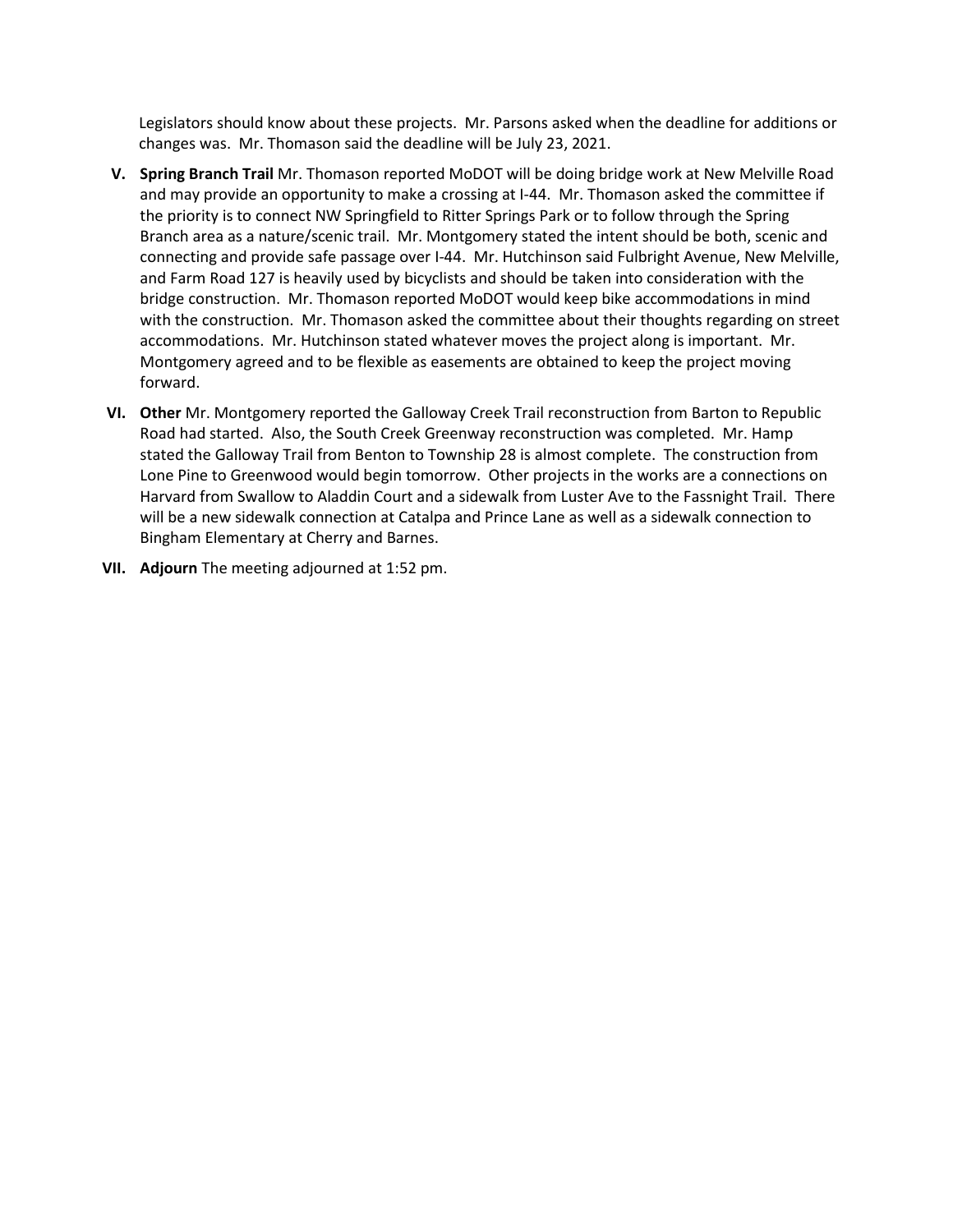Legislators should know about these projects. Mr. Parsons asked when the deadline for additions or changes was. Mr. Thomason said the deadline will be July 23, 2021.

V. **Spring Branch Trail** Mr. Thomason reported MoDOT will be doing bridge work at New Melville Road and may provide an opportunity to make a crossing at I-44. Mr. Thomason asked the committee if the priority is to connect NW Springfield to Ritter Springs Park or to follow through the Spring Branch area as a nature/scenic trail. Mr. Montgomery stated the intent should be both, scenic and connecting and provide safe passage over I-44. Mr. Hutchinson said Fulbright Avenue, New Melville, and Farm Road 127 is heavily used by bicyclists and should be taken into consideration with the bridge construction. Mr. Thomason reported MoDOT would keep bike accommodations in mind with the construction. Mr. Thomason asked the committee about their thoughts regarding on street accommodations. Mr. Hutchinson stated whatever moves the project along is important. Mr. Montgomery agreed and to be flexible as easements are obtained to keep the project moving forward.

VI. **Other** Mr. Montgomery reported the Galloway Creek Trail reconstruction from Barton to Republic Road had started. Also, the South Creek Greenway reconstruction was completed. Mr. Hamp stated the Galloway Trail from Benton to Township 28 is almost complete. The construction from Lone Pine to Greenwood would begin tomorrow. Other projects in the works are a connections on Harvard from Swallow to Aladdin Court and a sidewalk from Luster Ave to the Fassnight Trail. There will be a new sidewalk connection at Catalpa and Prince Lane as well as a sidewalk connection to Bingham Elementary at Cherry and Barnes.

VII. **Adjourn** The meeting adjourned at 1:52 pm.